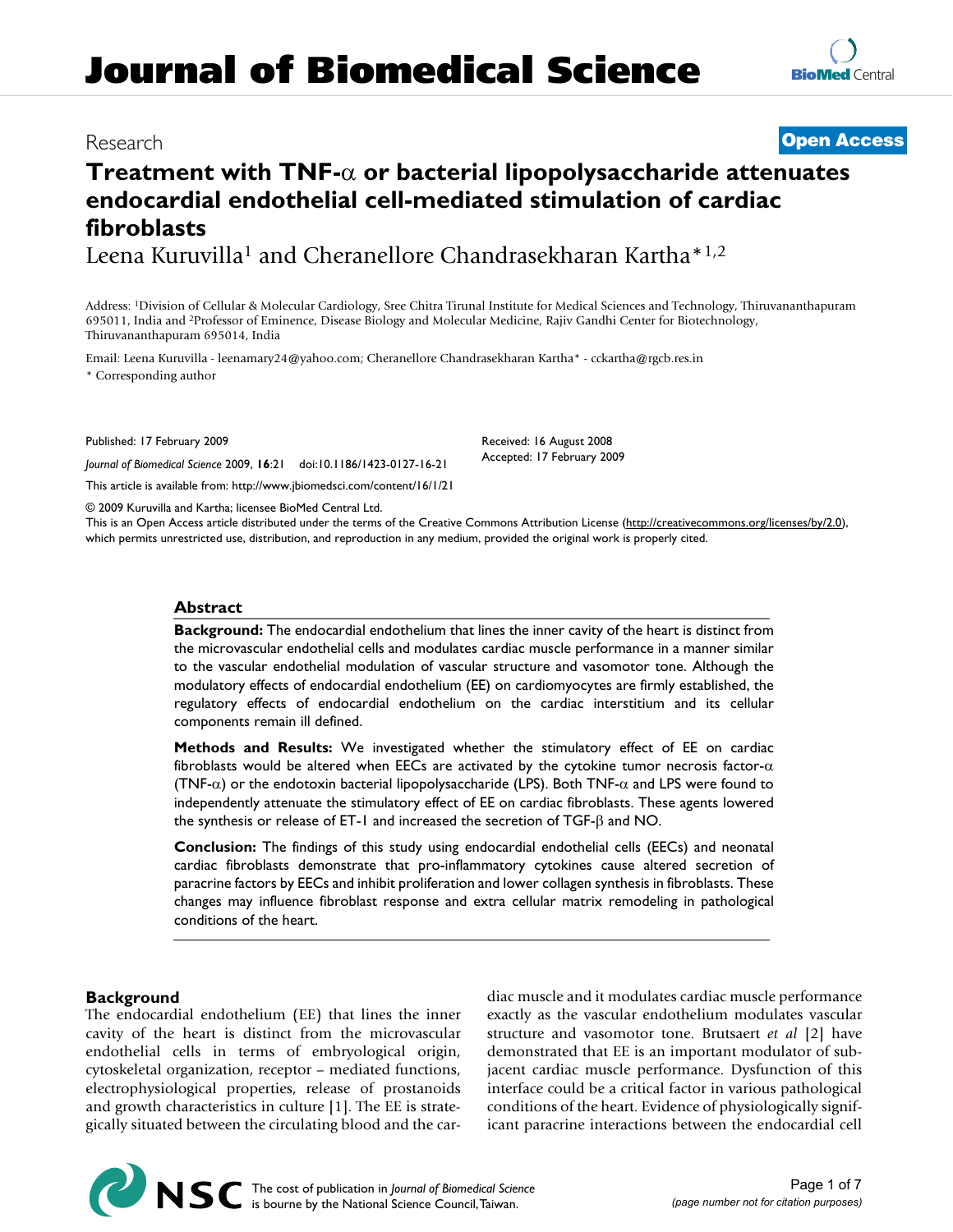Research

**Open Access**

# Treatment with TNF-α or bacterial lipopolysaccharide attenuates endocardial endothelial cell-mediated stimulation of cardiac fibroblasts

Leena Kuruvilla[1] and Cheranellore Chandrasekharan Kartha*[1,2]

Address: [1]Division of Cellular & Molecular Cardiology, Sree Chitra Tirunal Institute for Medical Sciences and Technology, Thiruvananthapuram 695011, India and [2]Professor of Eminence, Disease Biology and Molecular Medicine, Rajiv Gandhi Center for Biotechnology, Thiruvananthapuram 695014, India

Email: Leena Kuruvilla - leenamary24@yahoo.com; Cheranellore Chandrasekharan Kartha* - cckartha@rgcb.res.in

* Corresponding author

Published: 17 February 2009

*Journal of Biomedical Science* 2009, **16**:21 doi:10.1186/1423-0127-16-21

Received: 16 August 2008
Accepted: 17 February 2009

This article is available from: http://www.jbiomedsci.com/content/16/1/21

© 2009 Kuruvilla and Kartha; licensee BioMed Central Ltd.

This is an Open Access article distributed under the terms of the Creative Commons Attribution License (http://creativecommons.org/licenses/by/2.0), which permits unrestricted use, distribution, and reproduction in any medium, provided the original work is properly cited.

## Abstract

**Background:** The endocardial endothelium that lines the inner cavity of the heart is distinct from the microvascular endothelial cells and modulates cardiac muscle performance in a manner similar to the vascular endothelial modulation of vascular structure and vasomotor tone. Although the modulatory effects of endocardial endothelium (EE) on cardiomyocytes are firmly established, the regulatory effects of endocardial endothelium on the cardiac interstitium and its cellular components remain ill defined.

**Methods and Results:** We investigated whether the stimulatory effect of EE on cardiac fibroblasts would be altered when EECs are activated by the cytokine tumor necrosis factor-α (TNF-α) or the endotoxin bacterial lipopolysaccharide (LPS). Both TNF-α and LPS were found to independently attenuate the stimulatory effect of EE on cardiac fibroblasts. These agents lowered the synthesis or release of ET-1 and increased the secretion of TGF-β and NO.

**Conclusion:** The findings of this study using endocardial endothelial cells (EECs) and neonatal cardiac fibroblasts demonstrate that pro-inflammatory cytokines cause altered secretion of paracrine factors by EECs and inhibit proliferation and lower collagen synthesis in fibroblasts. These changes may influence fibroblast response and extra cellular matrix remodeling in pathological conditions of the heart.

## Background

The endocardial endothelium (EE) that lines the inner cavity of the heart is distinct from the microvascular endothelial cells in terms of embryological origin, cytoskeletal organization, receptor – mediated functions, electrophysiological properties, release of prostanoids and growth characteristics in culture [1]. The EE is strategically situated between the circulating blood and the cardiac muscle and it modulates cardiac muscle performance exactly as the vascular endothelium modulates vascular structure and vasomotor tone. Brutsaert *et al* [2] have demonstrated that EE is an important modulator of subjacent cardiac muscle performance. Dysfunction of this interface could be a critical factor in various pathological conditions of the heart. Evidence of physiologically significant paracrine interactions between the endocardial cell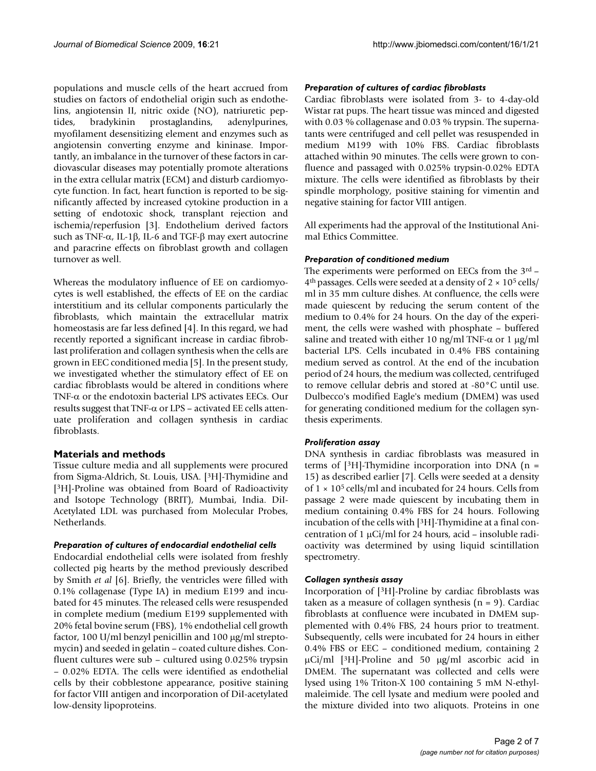populations and muscle cells of the heart accrued from studies on factors of endothelial origin such as endothelins, angiotensin II, nitric oxide (NO), natriuretic peptides, bradykinin prostaglandins, adenylpurines, myofilament desensitizing element and enzymes such as angiotensin converting enzyme and kininase. Importantly, an imbalance in the turnover of these factors in cardiovascular diseases may potentially promote alterations in the extra cellular matrix (ECM) and disturb cardiomyocyte function. In fact, heart function is reported to be significantly affected by increased cytokine production in a setting of endotoxic shock, transplant rejection and ischemia/reperfusion [3]. Endothelium derived factors such as TNF-α, IL-1β, IL-6 and TGF-β may exert autocrine and paracrine effects on fibroblast growth and collagen turnover as well.

Whereas the modulatory influence of EE on cardiomyocytes is well established, the effects of EE on the cardiac interstitium and its cellular components particularly the fibroblasts, which maintain the extracellular matrix homeostasis are far less defined [4]. In this regard, we had recently reported a significant increase in cardiac fibroblast proliferation and collagen synthesis when the cells are grown in EEC conditioned media [5]. In the present study, we investigated whether the stimulatory effect of EE on cardiac fibroblasts would be altered in conditions where TNF-α or the endotoxin bacterial LPS activates EECs. Our results suggest that TNF-α or LPS – activated EE cells attenuate proliferation and collagen synthesis in cardiac fibroblasts.

## Materials and methods

Tissue culture media and all supplements were procured from Sigma-Aldrich, St. Louis, USA. [$^3$H]-Thymidine and [$^3$H]-Proline was obtained from Board of Radioactivity and Isotope Technology (BRIT), Mumbai, India. DiI-Acetylated LDL was purchased from Molecular Probes, Netherlands.

### *Preparation of cultures of endocardial endothelial cells*

Endocardial endothelial cells were isolated from freshly collected pig hearts by the method previously described by Smith *et al* [6]. Briefly, the ventricles were filled with 0.1% collagenase (Type IA) in medium E199 and incubated for 45 minutes. The released cells were resuspended in complete medium (medium E199 supplemented with 20% fetal bovine serum (FBS), 1% endothelial cell growth factor, 100 U/ml benzyl penicillin and 100 μg/ml streptomycin) and seeded in gelatin – coated culture dishes. Confluent cultures were sub – cultured using 0.025% trypsin – 0.02% EDTA. The cells were identified as endothelial cells by their cobblestone appearance, positive staining for factor VIII antigen and incorporation of DiI-acetylated low-density lipoproteins.

### *Preparation of cultures of cardiac fibroblasts*

Cardiac fibroblasts were isolated from 3- to 4-day-old Wistar rat pups. The heart tissue was minced and digested with 0.03 % collagenase and 0.03 % trypsin. The supernatants were centrifuged and cell pellet was resuspended in medium M199 with 10% FBS. Cardiac fibroblasts attached within 90 minutes. The cells were grown to confluence and passaged with 0.025% trypsin-0.02% EDTA mixture. The cells were identified as fibroblasts by their spindle morphology, positive staining for vimentin and negative staining for factor VIII antigen.

All experiments had the approval of the Institutional Animal Ethics Committee.

### *Preparation of conditioned medium*

The experiments were performed on EECs from the 3$^{rd}$ – 4$^{th}$ passages. Cells were seeded at a density of $2 \times 10^5$ cells/ml in 35 mm culture dishes. At confluence, the cells were made quiescent by reducing the serum content of the medium to 0.4% for 24 hours. On the day of the experiment, the cells were washed with phosphate – buffered saline and treated with either 10 ng/ml TNF-α or 1 μg/ml bacterial LPS. Cells incubated in 0.4% FBS containing medium served as control. At the end of the incubation period of 24 hours, the medium was collected, centrifuged to remove cellular debris and stored at -80°C until use. Dulbecco's modified Eagle's medium (DMEM) was used for generating conditioned medium for the collagen synthesis experiments.

### *Proliferation assay*

DNA synthesis in cardiac fibroblasts was measured in terms of [$^3$H]-Thymidine incorporation into DNA (n = 15) as described earlier [7]. Cells were seeded at a density of $1 \times 10^5$ cells/ml and incubated for 24 hours. Cells from passage 2 were made quiescent by incubating them in medium containing 0.4% FBS for 24 hours. Following incubation of the cells with [$^3$H]-Thymidine at a final concentration of 1 μCi/ml for 24 hours, acid – insoluble radioactivity was determined by using liquid scintillation spectrometry.

### *Collagen synthesis assay*

Incorporation of [$^3$H]-Proline by cardiac fibroblasts was taken as a measure of collagen synthesis (n = 9). Cardiac fibroblasts at confluence were incubated in DMEM supplemented with 0.4% FBS, 24 hours prior to treatment. Subsequently, cells were incubated for 24 hours in either 0.4% FBS or EEC – conditioned medium, containing 2 μCi/ml [$^3$H]-Proline and 50 μg/ml ascorbic acid in DMEM. The supernatant was collected and cells were lysed using 1% Triton-X 100 containing 5 mM N-ethylmaleimide. The cell lysate and medium were pooled and the mixture divided into two aliquots. Proteins in one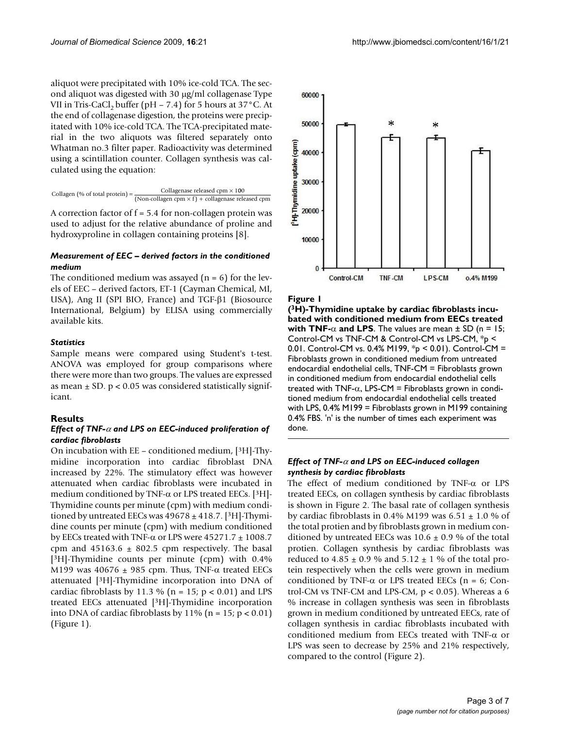aliquot were precipitated with 10% ice-cold TCA. The second aliquot was digested with 30 μg/ml collagenase Type VII in Tris-$CaCl_2$ buffer (pH – 7.4) for 5 hours at 37°C. At the end of collagenase digestion, the proteins were precipitated with 10% ice-cold TCA. The TCA-precipitated material in the two aliquots was filtered separately onto Whatman no.3 filter paper. Radioactivity was determined using a scintillation counter. Collagen synthesis was calculated using the equation:

$$\text{Collagen (\% of total protein)} = \frac{\text{Collagenase released cpm} \times 100}{(\text{Non-collagen cpm} \times f) + \text{collagenase released cpm}}$$

A correction factor of f = 5.4 for non-collagen protein was used to adjust for the relative abundance of proline and hydroxyproline in collagen containing proteins [8].

### *Measurement of EEC – derived factors in the conditioned medium*

The conditioned medium was assayed (n = 6) for the levels of EEC – derived factors, ET-1 (Cayman Chemical, MI, USA), Ang II (SPI BIO, France) and TGF-β1 (Biosource International, Belgium) by ELISA using commercially available kits.

### *Statistics*

Sample means were compared using Student's t-test. ANOVA was employed for group comparisons where there were more than two groups. The values are expressed as mean ± SD. $p < 0.05$ was considered statistically significant.

## Results

### *Effect of TNF-α and LPS on EEC-induced proliferation of cardiac fibroblasts*

On incubation with EE – conditioned medium, [$^3$H]-Thymidine incorporation into cardiac fibroblast DNA increased by 22%. The stimulatory effect was however attenuated when cardiac fibroblasts were incubated in medium conditioned by TNF-α or LPS treated EECs. [$^3$H]-Thymidine counts per minute (cpm) with medium conditioned by untreated EECs was 49678 ± 418.7. [$^3$H]-Thymidine counts per minute (cpm) with medium conditioned by EECs treated with TNF-α or LPS were 45271.7 ± 1008.7 cpm and 45163.6 ± 802.5 cpm respectively. The basal [$^3$H]-Thymidine counts per minute (cpm) with 0.4% M199 was 40676 ± 985 cpm. Thus, TNF-α treated EECs attenuated [$^3$H]-Thymidine incorporation into DNA of cardiac fibroblasts by 11.3 % (n = 15; $p < 0.01$) and LPS treated EECs attenuated [$^3$H]-Thymidine incorporation into DNA of cardiac fibroblasts by 11% (n = 15; $p < 0.01$) (Figure 1).

**Figure 1**

**($^3$H)-Thymidine uptake by cardiac fibroblasts incubated with conditioned medium from EECs treated with TNF-α and LPS**. The values are mean ± SD (n = 15; Control-CM vs TNF-CM & Control-CM vs LPS-CM, *$p < 0.01$. Control-CM vs. 0.4% M199, *$p < 0.01$). Control-CM = Fibroblasts grown in conditioned medium from untreated endocardial endothelial cells, TNF-CM = Fibroblasts grown in conditioned medium from endocardial endothelial cells treated with TNF-α, LPS-CM = Fibroblasts grown in conditioned medium from endocardial endothelial cells treated with LPS, 0.4% M199 = Fibroblasts grown in M199 containing 0.4% FBS. 'n' is the number of times each experiment was done.

### *Effect of TNF-α and LPS on EEC-induced collagen synthesis by cardiac fibroblasts*

The effect of medium conditioned by TNF-α or LPS treated EECs, on collagen synthesis by cardiac fibroblasts is shown in Figure 2. The basal rate of collagen synthesis by cardiac fibroblasts in 0.4% M199 was 6.51 ± 1.0 % of the total protien and by fibroblasts grown in medium conditioned by untreated EECs was 10.6 ± 0.9 % of the total protien. Collagen synthesis by cardiac fibroblasts was reduced to 4.85 ± 0.9 % and 5.12 ± 1 % of the total protein respectively when the cells were grown in medium conditioned by TNF-α or LPS treated EECs (n = 6; Control-CM vs TNF-CM and LPS-CM, $p < 0.05$). Whereas a 6 % increase in collagen synthesis was seen in fibroblasts grown in medium conditioned by untreated EECs, rate of collagen synthesis in cardiac fibroblasts incubated with conditioned medium from EECs treated with TNF-α or LPS was seen to decrease by 25% and 21% respectively, compared to the control (Figure 2).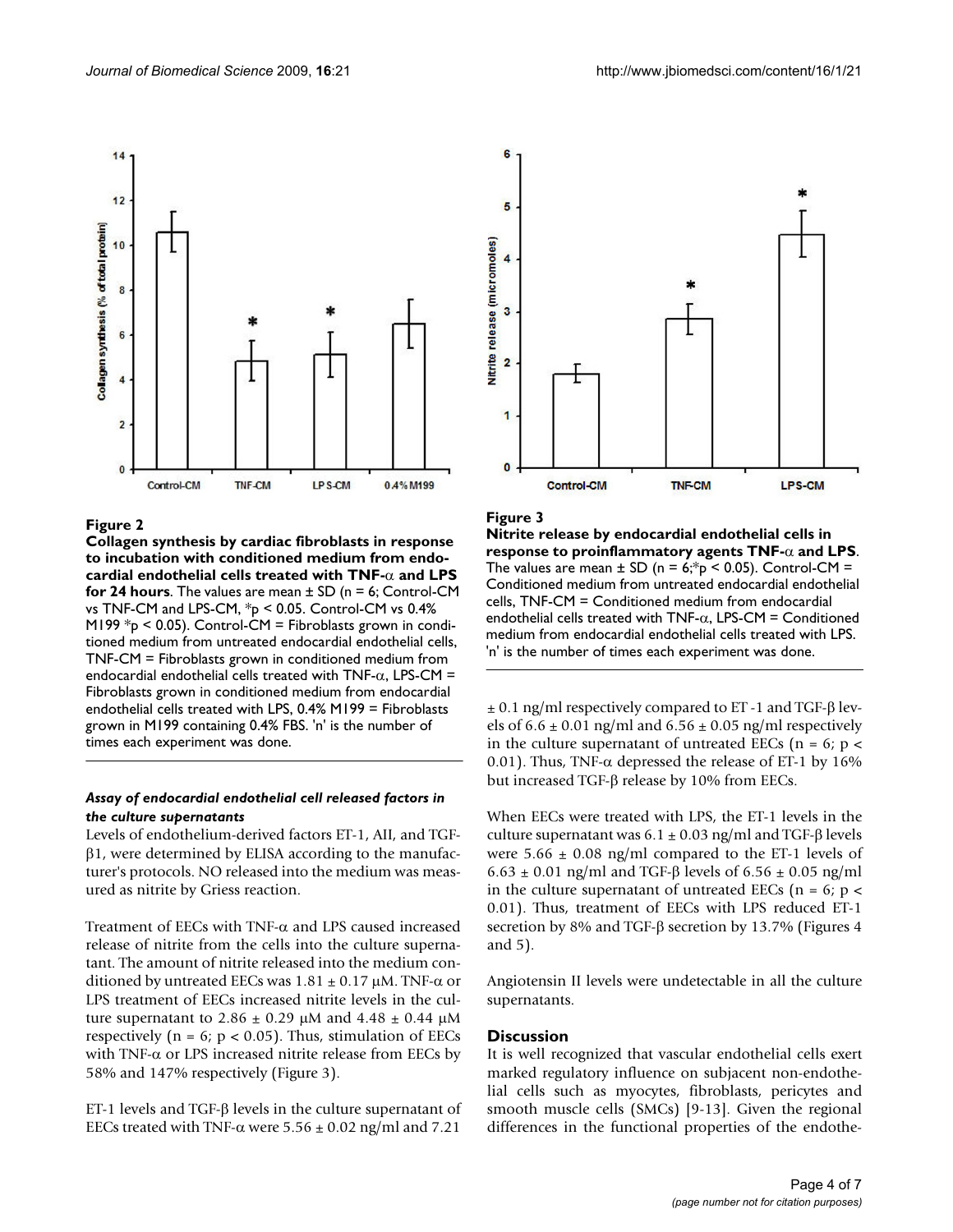**Figure 2**

**Collagen synthesis by cardiac fibroblasts in response to incubation with conditioned medium from endocardial endothelial cells treated with TNF-α and LPS for 24 hours**. The values are mean ± SD (n = 6; Control-CM vs TNF-CM and LPS-CM, *p < 0.05. Control-CM vs 0.4% M199 *p < 0.05). Control-CM = Fibroblasts grown in conditioned medium from untreated endocardial endothelial cells, TNF-CM = Fibroblasts grown in conditioned medium from endocardial endothelial cells treated with TNF-α, LPS-CM = Fibroblasts grown in conditioned medium from endocardial endothelial cells treated with LPS, 0.4% M199 = Fibroblasts grown in M199 containing 0.4% FBS. 'n' is the number of times each experiment was done.

**Figure 3**

**Nitrite release by endocardial endothelial cells in response to proinflammatory agents TNF-α and LPS**. The values are mean ± SD (n = 6;*p < 0.05). Control-CM = Conditioned medium from untreated endocardial endothelial cells, TNF-CM = Conditioned medium from endocardial endothelial cells treated with TNF-α, LPS-CM = Conditioned medium from endocardial endothelial cells treated with LPS. 'n' is the number of times each experiment was done.

### *Assay of endocardial endothelial cell released factors in the culture supernatants*

Levels of endothelium-derived factors ET-1, AII, and TGF-β1, were determined by ELISA according to the manufacturer's protocols. NO released into the medium was measured as nitrite by Griess reaction.

Treatment of EECs with TNF-α and LPS caused increased release of nitrite from the cells into the culture supernatant. The amount of nitrite released into the medium conditioned by untreated EECs was 1.81 ± 0.17 μM. TNF-α or LPS treatment of EECs increased nitrite levels in the culture supernatant to 2.86 ± 0.29 μM and 4.48 ± 0.44 μM respectively (n = 6; $p < 0.05$). Thus, stimulation of EECs with TNF-α or LPS increased nitrite release from EECs by 58% and 147% respectively (Figure 3).

ET-1 levels and TGF-β levels in the culture supernatant of EECs treated with TNF-α were 5.56 ± 0.02 ng/ml and 7.21 ± 0.1 ng/ml respectively compared to ET -1 and TGF-β levels of 6.6 ± 0.01 ng/ml and 6.56 ± 0.05 ng/ml respectively in the culture supernatant of untreated EECs (n = 6; $p < 0.01$). Thus, TNF-α depressed the release of ET-1 by 16% but increased TGF-β release by 10% from EECs.

When EECs were treated with LPS, the ET-1 levels in the culture supernatant was 6.1 ± 0.03 ng/ml and TGF-β levels were 5.66 ± 0.08 ng/ml compared to the ET-1 levels of 6.63 ± 0.01 ng/ml and TGF-β levels of 6.56 ± 0.05 ng/ml in the culture supernatant of untreated EECs (n = 6; $p < 0.01$). Thus, treatment of EECs with LPS reduced ET-1 secretion by 8% and TGF-β secretion by 13.7% (Figures 4 and 5).

Angiotensin II levels were undetectable in all the culture supernatants.

## Discussion

It is well recognized that vascular endothelial cells exert marked regulatory influence on subjacent non-endothelial cells such as myocytes, fibroblasts, pericytes and smooth muscle cells (SMCs) [9-13]. Given the regional differences in the functional properties of the endothe-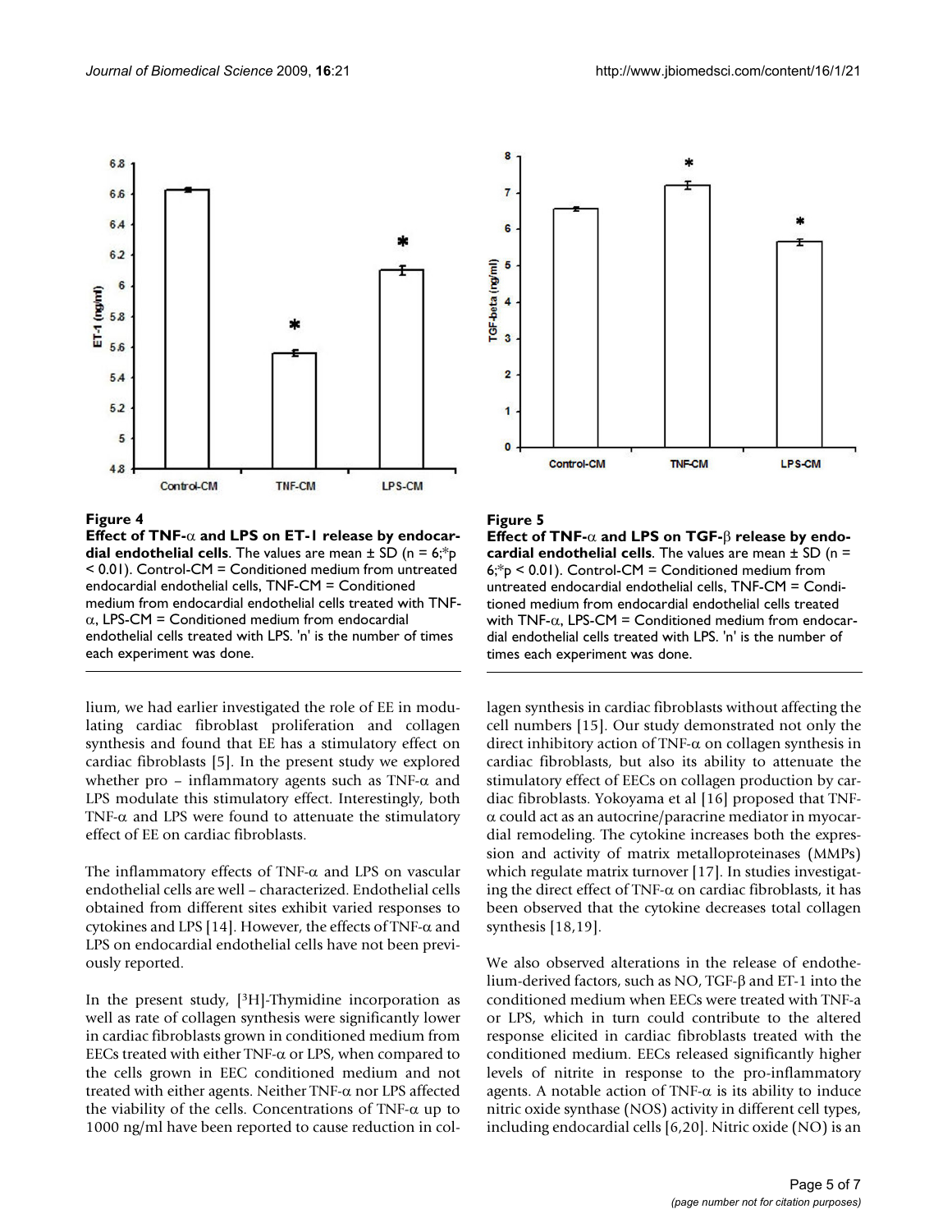**Figure 4**

**Effect of TNF-α and LPS on ET-1 release by endocardial endothelial cells**. The values are mean ± SD (n = 6;*p < 0.01). Control-CM = Conditioned medium from untreated endocardial endothelial cells, TNF-CM = Conditioned medium from endocardial endothelial cells treated with TNF-α, LPS-CM = Conditioned medium from endocardial endothelial cells treated with LPS. 'n' is the number of times each experiment was done.

**Figure 5**

**Effect of TNF-α and LPS on TGF-β release by endocardial endothelial cells**. The values are mean ± SD (n = 6;*p < 0.01). Control-CM = Conditioned medium from untreated endocardial endothelial cells, TNF-CM = Conditioned medium from endocardial endothelial cells treated with TNF-α, LPS-CM = Conditioned medium from endocardial endothelial cells treated with LPS. 'n' is the number of times each experiment was done.

lium, we had earlier investigated the role of EE in modulating cardiac fibroblast proliferation and collagen synthesis and found that EE has a stimulatory effect on cardiac fibroblasts [5]. In the present study we explored whether pro – inflammatory agents such as TNF-α and LPS modulate this stimulatory effect. Interestingly, both TNF-α and LPS were found to attenuate the stimulatory effect of EE on cardiac fibroblasts.

The inflammatory effects of TNF-α and LPS on vascular endothelial cells are well – characterized. Endothelial cells obtained from different sites exhibit varied responses to cytokines and LPS [14]. However, the effects of TNF-α and LPS on endocardial endothelial cells have not been previously reported.

In the present study, [$^3$H]-Thymidine incorporation as well as rate of collagen synthesis were significantly lower in cardiac fibroblasts grown in conditioned medium from EECs treated with either TNF-α or LPS, when compared to the cells grown in EEC conditioned medium and not treated with either agents. Neither TNF-α nor LPS affected the viability of the cells. Concentrations of TNF-α up to 1000 ng/ml have been reported to cause reduction in collagen synthesis in cardiac fibroblasts without affecting the cell numbers [15]. Our study demonstrated not only the direct inhibitory action of TNF-α on collagen synthesis in cardiac fibroblasts, but also its ability to attenuate the stimulatory effect of EECs on collagen production by cardiac fibroblasts. Yokoyama et al [16] proposed that TNF-α could act as an autocrine/paracrine mediator in myocardial remodeling. The cytokine increases both the expression and activity of matrix metalloproteinases (MMPs) which regulate matrix turnover [17]. In studies investigating the direct effect of TNF-α on cardiac fibroblasts, it has been observed that the cytokine decreases total collagen synthesis [18,19].

We also observed alterations in the release of endothelium-derived factors, such as NO, TGF-β and ET-1 into the conditioned medium when EECs were treated with TNF-a or LPS, which in turn could contribute to the altered response elicited in cardiac fibroblasts treated with the conditioned medium. EECs released significantly higher levels of nitrite in response to the pro-inflammatory agents. A notable action of TNF-α is its ability to induce nitric oxide synthase (NOS) activity in different cell types, including endocardial cells [6,20]. Nitric oxide (NO) is an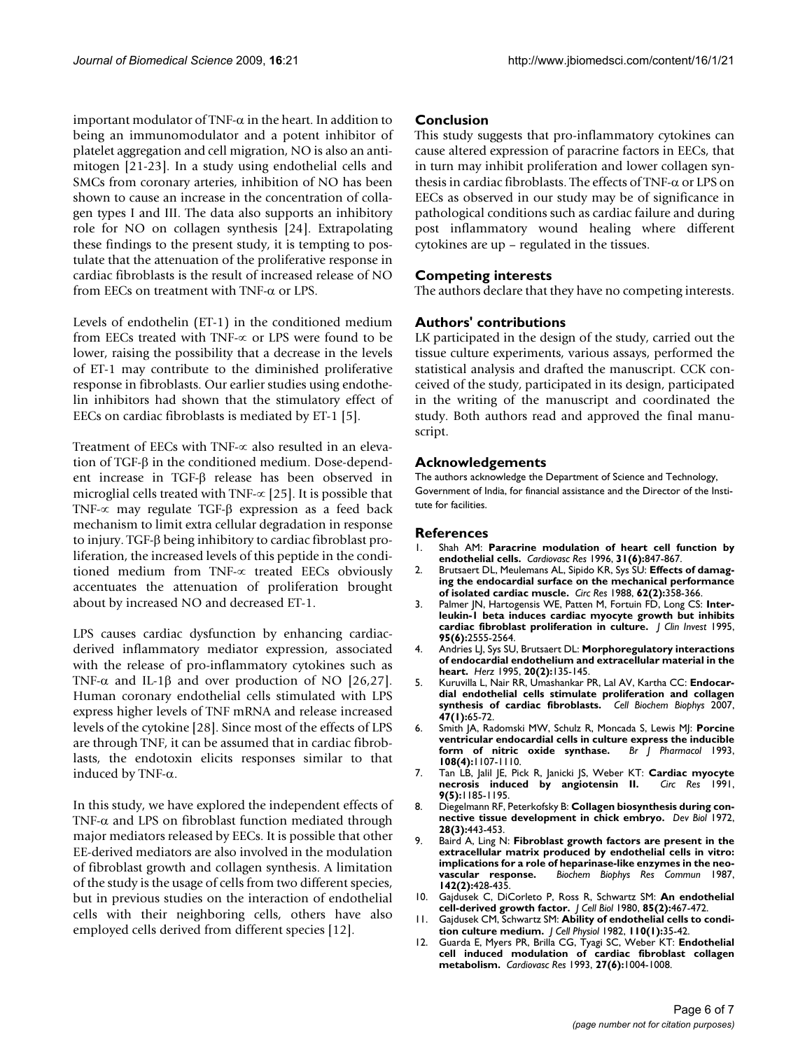important modulator of TNF-α in the heart. In addition to being an immunomodulator and a potent inhibitor of platelet aggregation and cell migration, NO is also an antimitogen [21-23]. In a study using endothelial cells and SMCs from coronary arteries, inhibition of NO has been shown to cause an increase in the concentration of collagen types I and III. The data also supports an inhibitory role for NO on collagen synthesis [24]. Extrapolating these findings to the present study, it is tempting to postulate that the attenuation of the proliferative response in cardiac fibroblasts is the result of increased release of NO from EECs on treatment with TNF-α or LPS.

Levels of endothelin (ET-1) in the conditioned medium from EECs treated with TNF-∝ or LPS were found to be lower, raising the possibility that a decrease in the levels of ET-1 may contribute to the diminished proliferative response in fibroblasts. Our earlier studies using endothelin inhibitors had shown that the stimulatory effect of EECs on cardiac fibroblasts is mediated by ET-1 [5].

Treatment of EECs with TNF-∝ also resulted in an elevation of TGF-β in the conditioned medium. Dose-dependent increase in TGF-β release has been observed in microglial cells treated with TNF-∝ [25]. It is possible that TNF-∝ may regulate TGF-β expression as a feed back mechanism to limit extra cellular degradation in response to injury. TGF-β being inhibitory to cardiac fibroblast proliferation, the increased levels of this peptide in the conditioned medium from TNF-∝ treated EECs obviously accentuates the attenuation of proliferation brought about by increased NO and decreased ET-1.

LPS causes cardiac dysfunction by enhancing cardiac-derived inflammatory mediator expression, associated with the release of pro-inflammatory cytokines such as TNF-α and IL-1β and over production of NO [26,27]. Human coronary endothelial cells stimulated with LPS express higher levels of TNF mRNA and release increased levels of the cytokine [28]. Since most of the effects of LPS are through TNF, it can be assumed that in cardiac fibroblasts, the endotoxin elicits responses similar to that induced by TNF-α.

In this study, we have explored the independent effects of TNF-α and LPS on fibroblast function mediated through major mediators released by EECs. It is possible that other EE-derived mediators are also involved in the modulation of fibroblast growth and collagen synthesis. A limitation of the study is the usage of cells from two different species, but in previous studies on the interaction of endothelial cells with their neighboring cells, others have also employed cells derived from different species [12].

## Conclusion

This study suggests that pro-inflammatory cytokines can cause altered expression of paracrine factors in EECs, that in turn may inhibit proliferation and lower collagen synthesis in cardiac fibroblasts. The effects of TNF-α or LPS on EECs as observed in our study may be of significance in pathological conditions such as cardiac failure and during post inflammatory wound healing where different cytokines are up – regulated in the tissues.

## Competing interests

The authors declare that they have no competing interests.

## Authors' contributions

LK participated in the design of the study, carried out the tissue culture experiments, various assays, performed the statistical analysis and drafted the manuscript. CCK conceived of the study, participated in its design, participated in the writing of the manuscript and coordinated the study. Both authors read and approved the final manuscript.

## Acknowledgements

The authors acknowledge the Department of Science and Technology, Government of India, for financial assistance and the Director of the Institute for facilities.

## References

1. Shah AM: **Paracrine modulation of heart cell function by endothelial cells.** *Cardiovasc Res* 1996, **31(6):**847-867.
2. Brutsaert DL, Meulemans AL, Sipido KR, Sys SU: **Effects of damaging the endocardial surface on the mechanical performance of isolated cardiac muscle.** *Circ Res* 1988, **62(2):**358-366.
3. Palmer JN, Hartogensis WE, Patten M, Fortuin FD, Long CS: **Interleukin-1 beta induces cardiac myocyte growth but inhibits cardiac fibroblast proliferation in culture.** *J Clin Invest* 1995, **95(6):**2555-2564.
4. Andries LJ, Sys SU, Brutsaert DL: **Morphoregulatory interactions of endocardial endothelium and extracellular material in the heart.** *Herz* 1995, **20(2):**135-145.
5. Kuruvilla L, Nair RR, Umashankar PR, Lal AV, Kartha CC: **Endocardial endothelial cells stimulate proliferation and collagen synthesis of cardiac fibroblasts.** *Cell Biochem Biophys* 2007, **47(1):**65-72.
6. Smith JA, Radomski MW, Schulz R, Moncada S, Lewis MJ: **Porcine ventricular endocardial cells in culture express the inducible form of nitric oxide synthase.** *Br J Pharmacol* 1993, **108(4):**1107-1110.
7. Tan LB, Jalil JE, Pick R, Janicki JS, Weber KT: **Cardiac myocyte necrosis induced by angiotensin II.** *Circ Res* 1991, **9(5):**1185-1195.
8. Diegelmann RF, Peterkofsky B: **Collagen biosynthesis during connective tissue development in chick embryo.** *Dev Biol* 1972, **28(3):**443-453.
9. Baird A, Ling N: **Fibroblast growth factors are present in the extracellular matrix produced by endothelial cells in vitro: implications for a role of heparinase-like enzymes in the neovascular response.** *Biochem Biophys Res Commun* 1987, **142(2):**428-435.
10. Gajdusek C, DiCorleto P, Ross R, Schwartz SM: **An endothelial cell-derived growth factor.** *J Cell Biol* 1980, **85(2):**467-472.
11. Gajdusek CM, Schwartz SM: **Ability of endothelial cells to condition culture medium.** *J Cell Physiol* 1982, **110(1):**35-42.
12. Guarda E, Myers PR, Brilla CG, Tyagi SC, Weber KT: **Endothelial cell induced modulation of cardiac fibroblast collagen metabolism.** *Cardiovasc Res* 1993, **27(6):**1004-1008.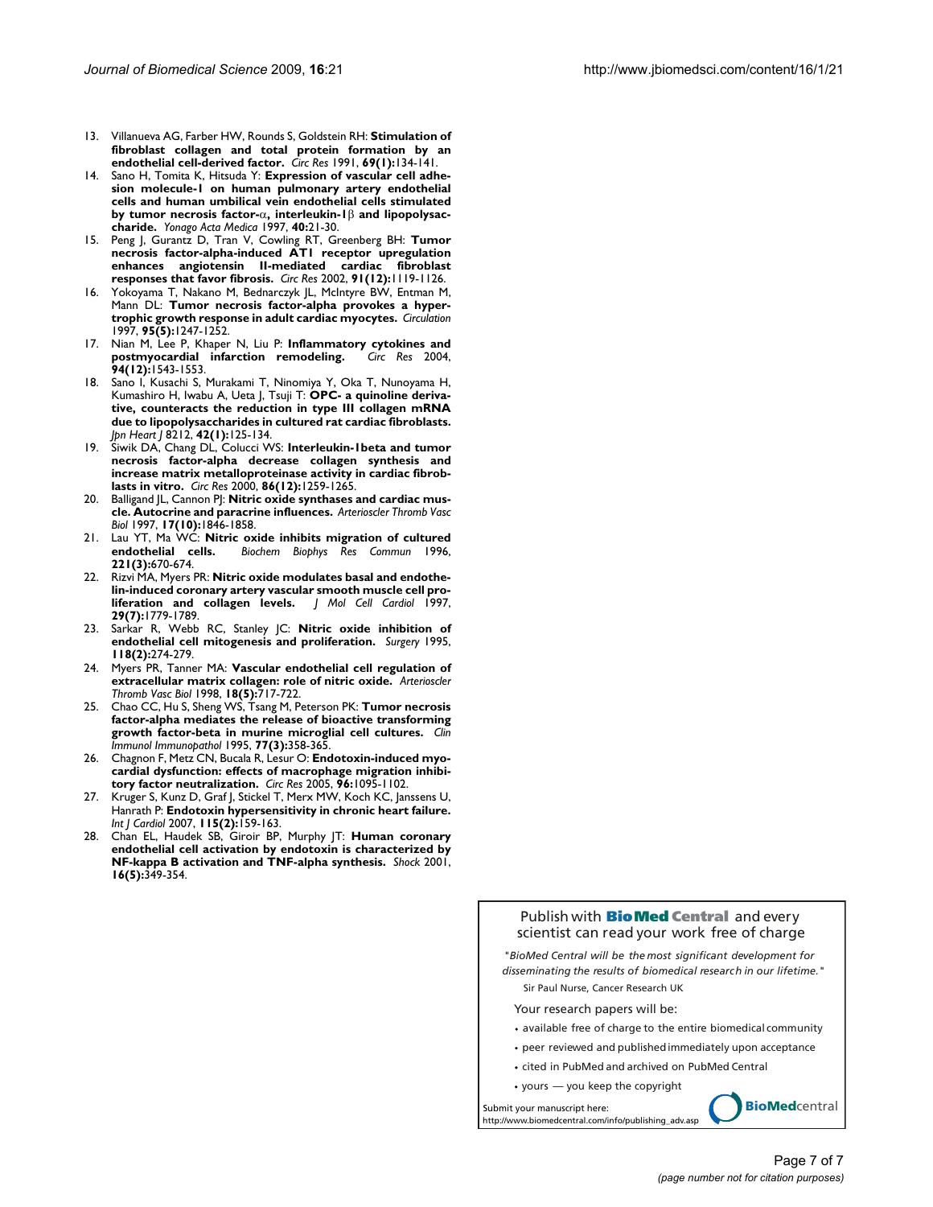13. Villanueva AG, Farber HW, Rounds S, Goldstein RH: **Stimulation of fibroblast collagen and total protein formation by an endothelial cell-derived factor.** *Circ Res* 1991, **69(1):**134-141.
14. Sano H, Tomita K, Hitsuda Y: **Expression of vascular cell adhesion molecule-1 on human pulmonary artery endothelial cells and human umbilical vein endothelial cells stimulated by tumor necrosis factor-α, interleukin-1β and lipopolysaccharide.** *Yonago Acta Medica* 1997, **40:**21-30.
15. Peng J, Gurantz D, Tran V, Cowling RT, Greenberg BH: **Tumor necrosis factor-alpha-induced AT1 receptor upregulation enhances angiotensin II-mediated cardiac fibroblast responses that favor fibrosis.** *Circ Res* 2002, **91(12):**1119-1126.
16. Yokoyama T, Nakano M, Bednarczyk JL, McIntyre BW, Entman M, Mann DL: **Tumor necrosis factor-alpha provokes a hypertrophic growth response in adult cardiac myocytes.** *Circulation* 1997, **95(5):**1247-1252.
17. Nian M, Lee P, Khaper N, Liu P: **Inflammatory cytokines and postmyocardial infarction remodeling.** *Circ Res* 2004, **94(12):**1543-1553.
18. Sano I, Kusachi S, Murakami T, Ninomiya Y, Oka T, Nunoyama H, Kumashiro H, Iwabu A, Ueta J, Tsuji T: **OPC- a quinoline derivative, counteracts the reduction in type III collagen mRNA due to lipopolysaccharides in cultured rat cardiac fibroblasts.** *Jpn Heart J* 8212, **42(1):**125-134.
19. Siwik DA, Chang DL, Colucci WS: **Interleukin-1beta and tumor necrosis factor-alpha decrease collagen synthesis and increase matrix metalloproteinase activity in cardiac fibroblasts in vitro.** *Circ Res* 2000, **86(12):**1259-1265.
20. Balligand JL, Cannon PJ: **Nitric oxide synthases and cardiac muscle. Autocrine and paracrine influences.** *Arterioscler Thromb Vasc Biol* 1997, **17(10):**1846-1858.
21. Lau YT, Ma WC: **Nitric oxide inhibits migration of cultured endothelial cells.** *Biochem Biophys Res Commun* 1996, **221(3):**670-674.
22. Rizvi MA, Myers PR: **Nitric oxide modulates basal and endothelin-induced coronary artery vascular smooth muscle cell proliferation and collagen levels.** *J Mol Cell Cardiol* 1997, **29(7):**1779-1789.
23. Sarkar R, Webb RC, Stanley JC: **Nitric oxide inhibition of endothelial cell mitogenesis and proliferation.** *Surgery* 1995, **118(2):**274-279.
24. Myers PR, Tanner MA: **Vascular endothelial cell regulation of extracellular matrix collagen: role of nitric oxide.** *Arterioscler Thromb Vasc Biol* 1998, **18(5):**717-722.
25. Chao CC, Hu S, Sheng WS, Tsang M, Peterson PK: **Tumor necrosis factor-alpha mediates the release of bioactive transforming growth factor-beta in murine microglial cell cultures.** *Clin Immunol Immunopathol* 1995, **77(3):**358-365.
26. Chagnon F, Metz CN, Bucala R, Lesur O: **Endotoxin-induced myocardial dysfunction: effects of macrophage migration inhibitory factor neutralization.** *Circ Res* 2005, **96:**1095-1102.
27. Kruger S, Kunz D, Graf J, Stickel T, Merx MW, Koch KC, Janssens U, Hanrath P: **Endotoxin hypersensitivity in chronic heart failure.** *Int J Cardiol* 2007, **115(2):**159-163.
28. Chan EL, Haudek SB, Giroir BP, Murphy JT: **Human coronary endothelial cell activation by endotoxin is characterized by NF-kappa B activation and TNF-alpha synthesis.** *Shock* 2001, **16(5):**349-354.

Publish with **BioMed Central** and every scientist can read your work free of charge

*"BioMed Central will be the most significant development for disseminating the results of biomedical research in our lifetime."*

Sir Paul Nurse, Cancer Research UK

Your research papers will be:

- available free of charge to the entire biomedical community
- peer reviewed and published immediately upon acceptance
- cited in PubMed and archived on PubMed Central
- yours — you keep the copyright

Submit your manuscript here:
http://www.biomedcentral.com/info/publishing_adv.asp

**BioMed**central